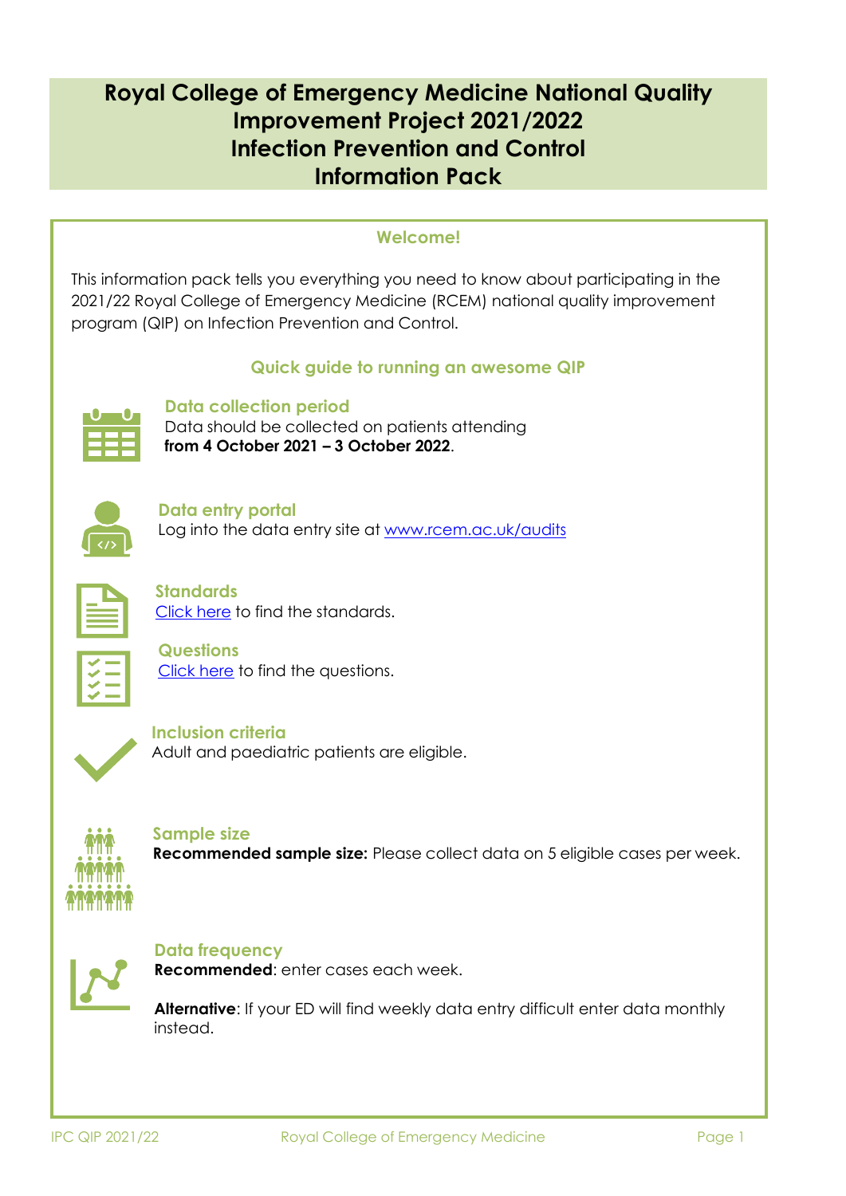# Royal College of Emergency Medicine National Quality Improvement Project 2021/2022
# Infection Prevention and Control
# Information Pack

## Welcome!

This information pack tells you everything you need to know about participating in the 2021/22 Royal College of Emergency Medicine (RCEM) national quality improvement program (QIP) on Infection Prevention and Control.

## Quick guide to running an awesome QIP

### Data collection period

Data should be collected on patients attending **from 4 October 2021 – 3 October 2022**.

### Data entry portal

Log into the data entry site at [www.rcem.ac.uk/audits](www.rcem.ac.uk/audits)

### Standards

Click here to find the standards.

### Questions

Click here to find the questions.

### Inclusion criteria

Adult and paediatric patients are eligible.

### Sample size

**Recommended sample size:** Please collect data on 5 eligible cases per week.

### Data frequency

**Recommended**: enter cases each week.

**Alternative**: If your ED will find weekly data entry difficult enter data monthly instead.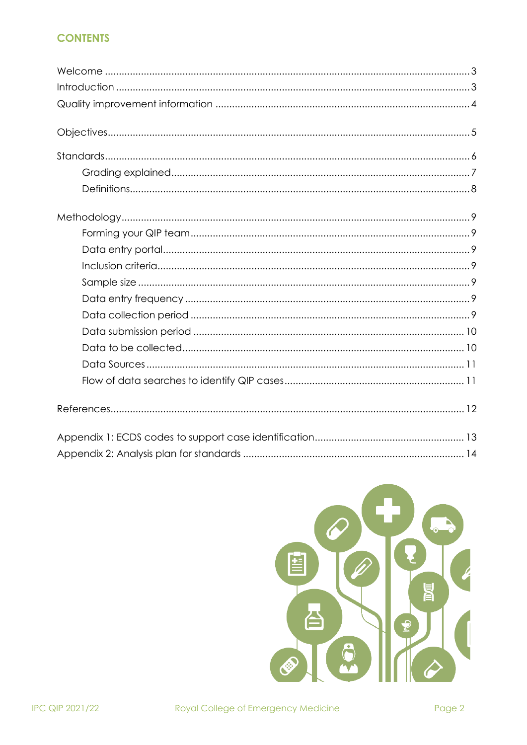## CONTENTS

- Welcome ... 3
- Introduction ... 3
- Quality improvement information ... 4
- Objectives ... 5
- Standards ... 6
  - Grading explained ... 7
  - Definitions ... 8
- Methodology ... 9
  - Forming your QIP team ... 9
  - Data entry portal ... 9
  - Inclusion criteria ... 9
  - Sample size ... 9
  - Data entry frequency ... 9
  - Data collection period ... 9
  - Data submission period ... 10
  - Data to be collected ... 10
  - Data Sources ... 11
  - Flow of data searches to identify QIP cases ... 11
- References ... 12
- Appendix 1: ECDS codes to support case identification ... 13
- Appendix 2: Analysis plan for standards ... 14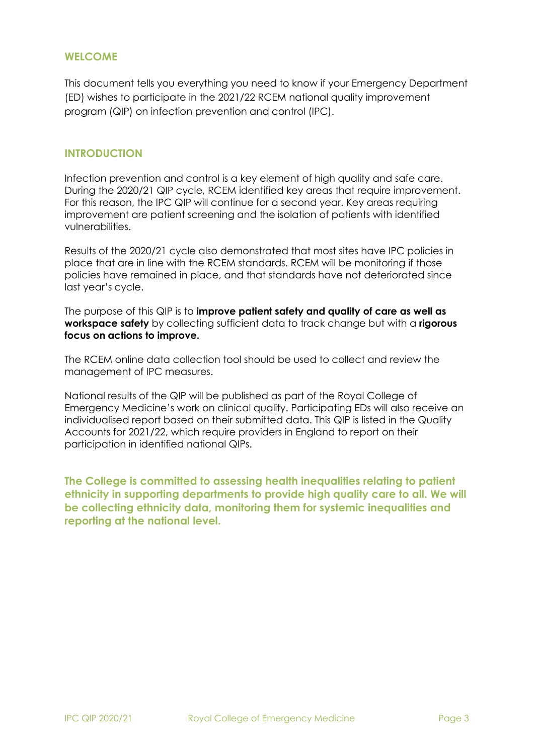## WELCOME

This document tells you everything you need to know if your Emergency Department (ED) wishes to participate in the 2021/22 RCEM national quality improvement program (QIP) on infection prevention and control (IPC).

## INTRODUCTION

Infection prevention and control is a key element of high quality and safe care. During the 2020/21 QIP cycle, RCEM identified key areas that require improvement. For this reason, the IPC QIP will continue for a second year. Key areas requiring improvement are patient screening and the isolation of patients with identified vulnerabilities.

Results of the 2020/21 cycle also demonstrated that most sites have IPC policies in place that are in line with the RCEM standards. RCEM will be monitoring if those policies have remained in place, and that standards have not deteriorated since last year's cycle.

The purpose of this QIP is to **improve patient safety and quality of care as well as workspace safety** by collecting sufficient data to track change but with a **rigorous focus on actions to improve.**

The RCEM online data collection tool should be used to collect and review the management of IPC measures.

National results of the QIP will be published as part of the Royal College of Emergency Medicine's work on clinical quality. Participating EDs will also receive an individualised report based on their submitted data. This QIP is listed in the Quality Accounts for 2021/22, which require providers in England to report on their participation in identified national QIPs.

**The College is committed to assessing health inequalities relating to patient ethnicity in supporting departments to provide high quality care to all. We will be collecting ethnicity data, monitoring them for systemic inequalities and reporting at the national level.**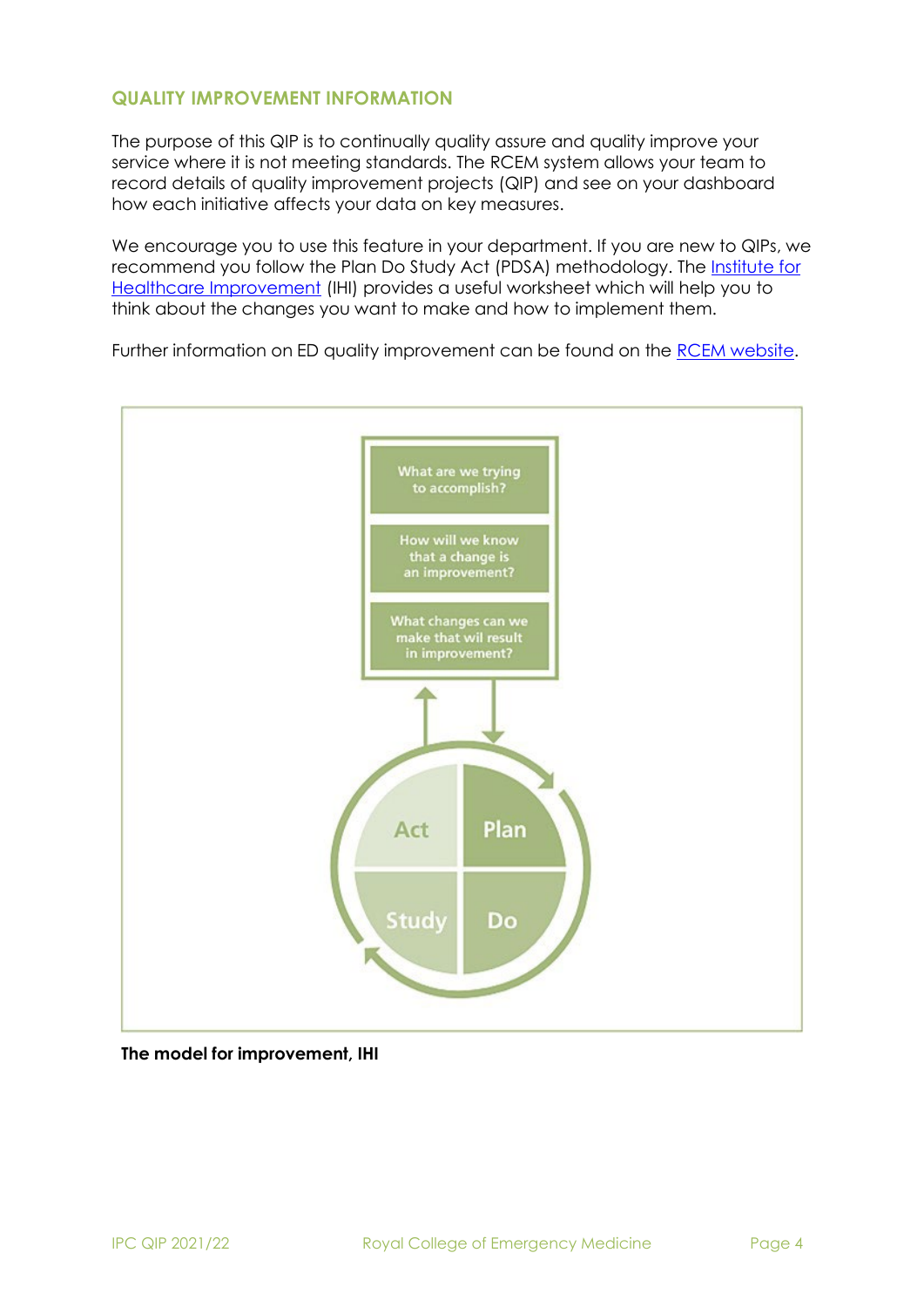## QUALITY IMPROVEMENT INFORMATION

The purpose of this QIP is to continually quality assure and quality improve your service where it is not meeting standards. The RCEM system allows your team to record details of quality improvement projects (QIP) and see on your dashboard how each initiative affects your data on key measures.

We encourage you to use this feature in your department. If you are new to QIPs, we recommend you follow the Plan Do Study Act (PDSA) methodology. The Institute for Healthcare Improvement (IHI) provides a useful worksheet which will help you to think about the changes you want to make and how to implement them.

Further information on ED quality improvement can be found on the RCEM website.

What are we trying to accomplish?

How will we know that a change is an improvement?

What changes can we make that wil result in improvement?

Act | Plan | Study | Do

**The model for improvement, IHI**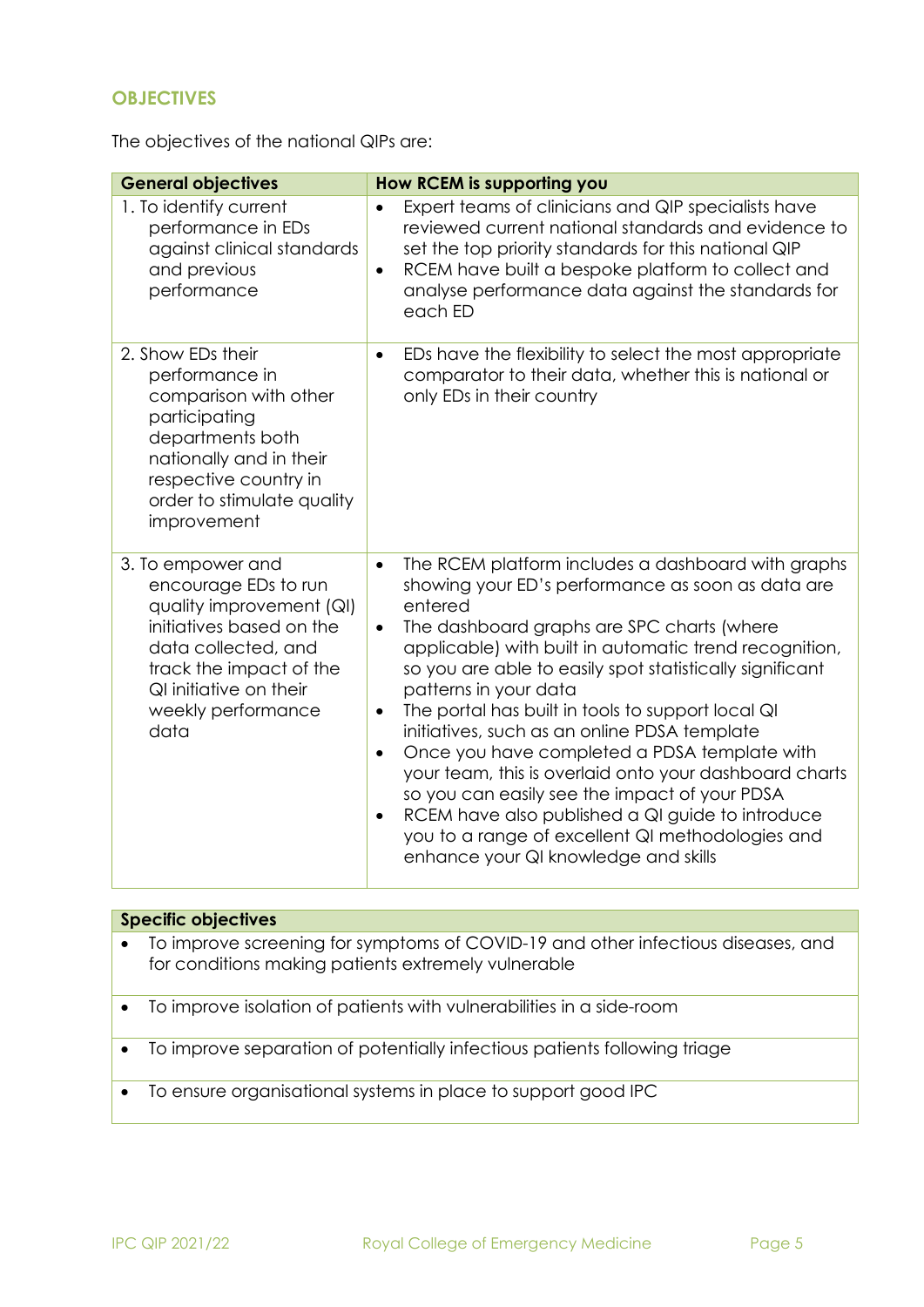## OBJECTIVES

The objectives of the national QIPs are:

| General objectives | How RCEM is supporting you |
| --- | --- |
| 1. To identify current performance in EDs against clinical standards and previous performance | • Expert teams of clinicians and QIP specialists have reviewed current national standards and evidence to set the top priority standards for this national QIP<br>• RCEM have built a bespoke platform to collect and analyse performance data against the standards for each ED |
| 2. Show EDs their performance in comparison with other participating departments both nationally and in their respective country in order to stimulate quality improvement | • EDs have the flexibility to select the most appropriate comparator to their data, whether this is national or only EDs in their country |
| 3. To empower and encourage EDs to run quality improvement (QI) initiatives based on the data collected, and track the impact of the QI initiative on their weekly performance data | • The RCEM platform includes a dashboard with graphs showing your ED's performance as soon as data are entered<br>• The dashboard graphs are SPC charts (where applicable) with built in automatic trend recognition, so you are able to easily spot statistically significant patterns in your data<br>• The portal has built in tools to support local QI initiatives, such as an online PDSA template<br>• Once you have completed a PDSA template with your team, this is overlaid onto your dashboard charts so you can easily see the impact of your PDSA<br>• RCEM have also published a QI guide to introduce you to a range of excellent QI methodologies and enhance your QI knowledge and skills |

| Specific objectives |
| --- |
| • To improve screening for symptoms of COVID-19 and other infectious diseases, and for conditions making patients extremely vulnerable |
| • To improve isolation of patients with vulnerabilities in a side-room |
| • To improve separation of potentially infectious patients following triage |
| • To ensure organisational systems in place to support good IPC |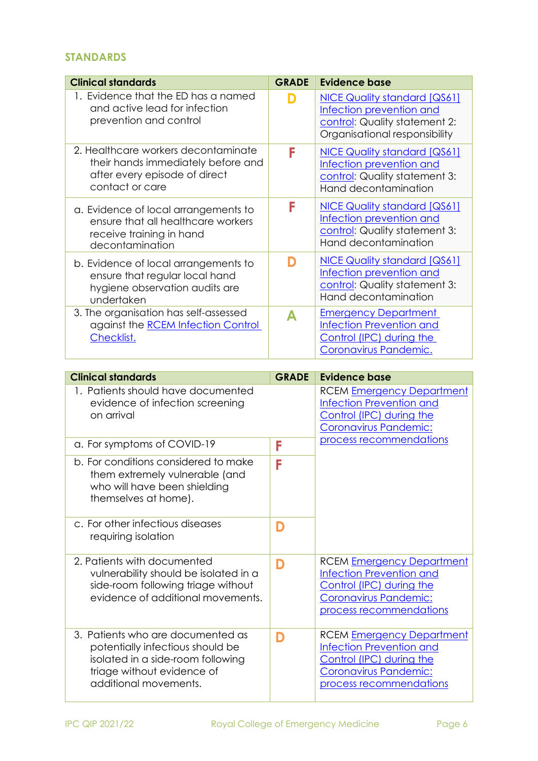## STANDARDS

| Clinical standards | GRADE | Evidence base |
|---|---|---|
| 1. Evidence that the ED has a named and active lead for infection prevention and control | D | NICE Quality standard [QS61] Infection prevention and control: Quality statement 2: Organisational responsibility |
| 2. Healthcare workers decontaminate their hands immediately before and after every episode of direct contact or care | F | NICE Quality standard [QS61] Infection prevention and control: Quality statement 3: Hand decontamination |
| a. Evidence of local arrangements to ensure that all healthcare workers receive training in hand decontamination | F | NICE Quality standard [QS61] Infection prevention and control: Quality statement 3: Hand decontamination |
| b. Evidence of local arrangements to ensure that regular local hand hygiene observation audits are undertaken | D | NICE Quality standard [QS61] Infection prevention and control: Quality statement 3: Hand decontamination |
| 3. The organisation has self-assessed against the RCEM Infection Control Checklist. | A | Emergency Department Infection Prevention and Control (IPC) during the Coronavirus Pandemic. |

| Clinical standards | GRADE | Evidence base |
|---|---|---|
| 1. Patients should have documented evidence of infection screening on arrival | | RCEM Emergency Department Infection Prevention and Control (IPC) during the Coronavirus Pandemic: process recommendations |
| a. For symptoms of COVID-19 | F | |
| b. For conditions considered to make them extremely vulnerable (and who will have been shielding themselves at home). | F | |
| c. For other infectious diseases requiring isolation | D | |
| 2. Patients with documented vulnerability should be isolated in a side-room following triage without evidence of additional movements. | D | RCEM Emergency Department Infection Prevention and Control (IPC) during the Coronavirus Pandemic: process recommendations |
| 3. Patients who are documented as potentially infectious should be isolated in a side-room following triage without evidence of additional movements. | D | RCEM Emergency Department Infection Prevention and Control (IPC) during the Coronavirus Pandemic: process recommendations |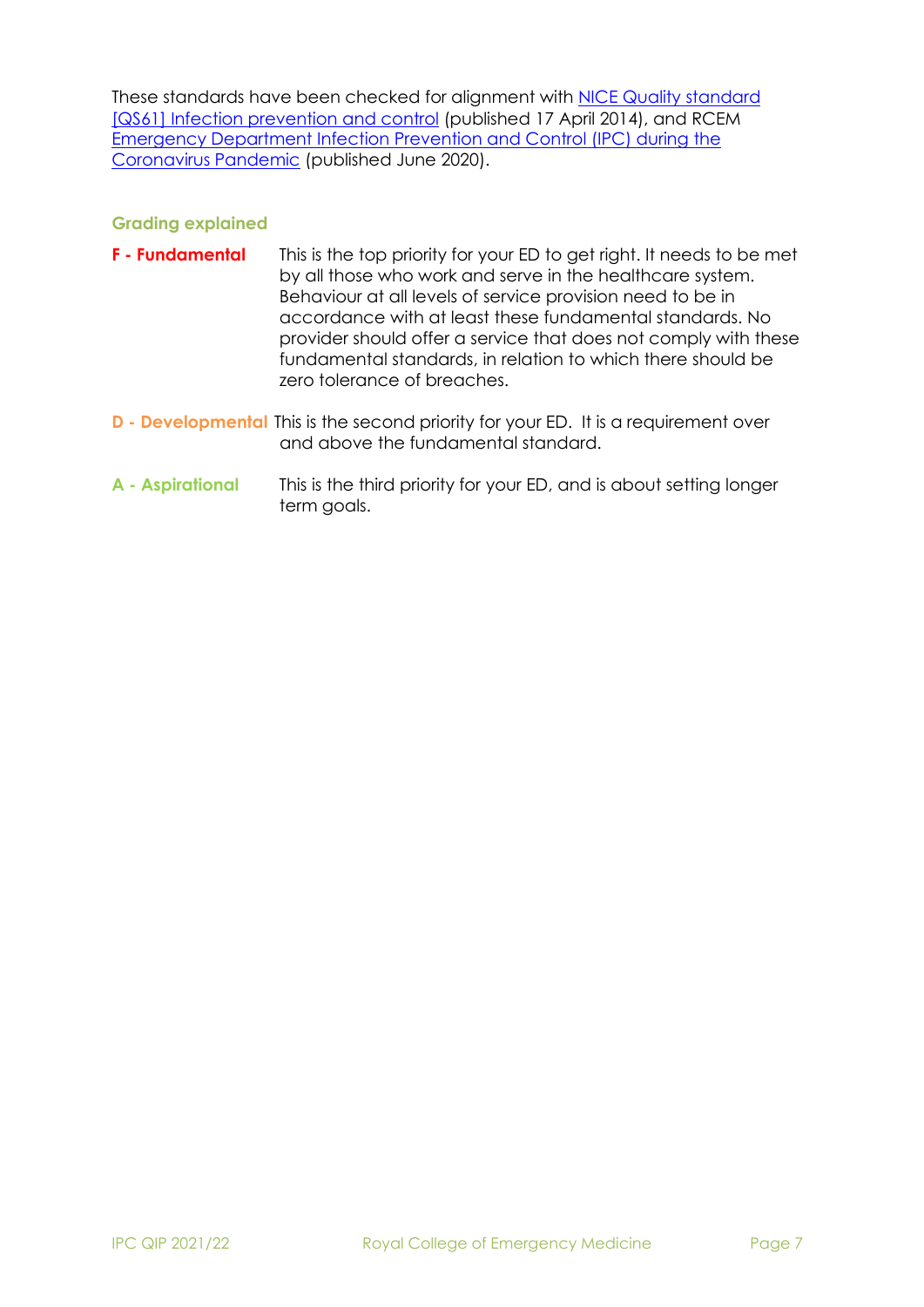These standards have been checked for alignment with [NICE Quality standard [QS61] Infection prevention and control] (published 17 April 2014), and RCEM [Emergency Department Infection Prevention and Control (IPC) during the Coronavirus Pandemic] (published June 2020).

### Grading explained

**F - Fundamental** This is the top priority for your ED to get right. It needs to be met by all those who work and serve in the healthcare system. Behaviour at all levels of service provision need to be in accordance with at least these fundamental standards. No provider should offer a service that does not comply with these fundamental standards, in relation to which there should be zero tolerance of breaches.

**D - Developmental** This is the second priority for your ED. It is a requirement over and above the fundamental standard.

**A - Aspirational** This is the third priority for your ED, and is about setting longer term goals.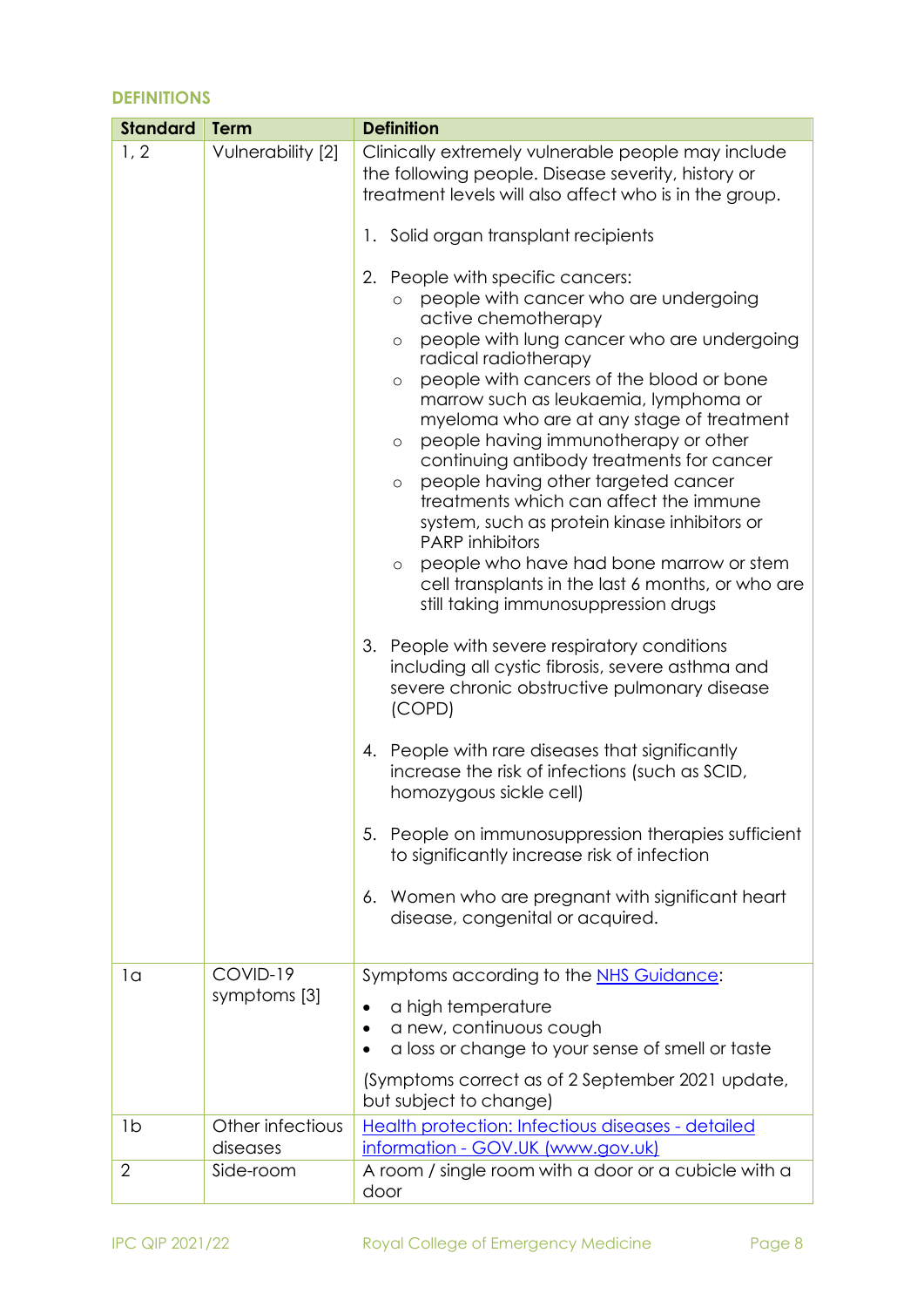## DEFINITIONS

| Standard | Term | Definition |
|---|---|---|
| 1, 2 | Vulnerability [2] | Clinically extremely vulnerable people may include the following people. Disease severity, history or treatment levels will also affect who is in the group.<br><br>1. Solid organ transplant recipients<br><br>2. People with specific cancers:<br>&nbsp;&nbsp;&nbsp;&nbsp;○ people with cancer who are undergoing active chemotherapy<br>&nbsp;&nbsp;&nbsp;&nbsp;○ people with lung cancer who are undergoing radical radiotherapy<br>&nbsp;&nbsp;&nbsp;&nbsp;○ people with cancers of the blood or bone marrow such as leukaemia, lymphoma or myeloma who are at any stage of treatment<br>&nbsp;&nbsp;&nbsp;&nbsp;○ people having immunotherapy or other continuing antibody treatments for cancer<br>&nbsp;&nbsp;&nbsp;&nbsp;○ people having other targeted cancer treatments which can affect the immune system, such as protein kinase inhibitors or PARP inhibitors<br>&nbsp;&nbsp;&nbsp;&nbsp;○ people who have had bone marrow or stem cell transplants in the last 6 months, or who are still taking immunosuppression drugs<br><br>3. People with severe respiratory conditions including all cystic fibrosis, severe asthma and severe chronic obstructive pulmonary disease (COPD)<br><br>4. People with rare diseases that significantly increase the risk of infections (such as SCID, homozygous sickle cell)<br><br>5. People on immunosuppression therapies sufficient to significantly increase risk of infection<br><br>6. Women who are pregnant with significant heart disease, congenital or acquired. |
| 1a | COVID-19 symptoms [3] | Symptoms according to the NHS Guidance:<br>• a high temperature<br>• a new, continuous cough<br>• a loss or change to your sense of smell or taste<br><br>(Symptoms correct as of 2 September 2021 update, but subject to change) |
| 1b | Other infectious diseases | Health protection: Infectious diseases - detailed information - GOV.UK (www.gov.uk) |
| 2 | Side-room | A room / single room with a door or a cubicle with a door |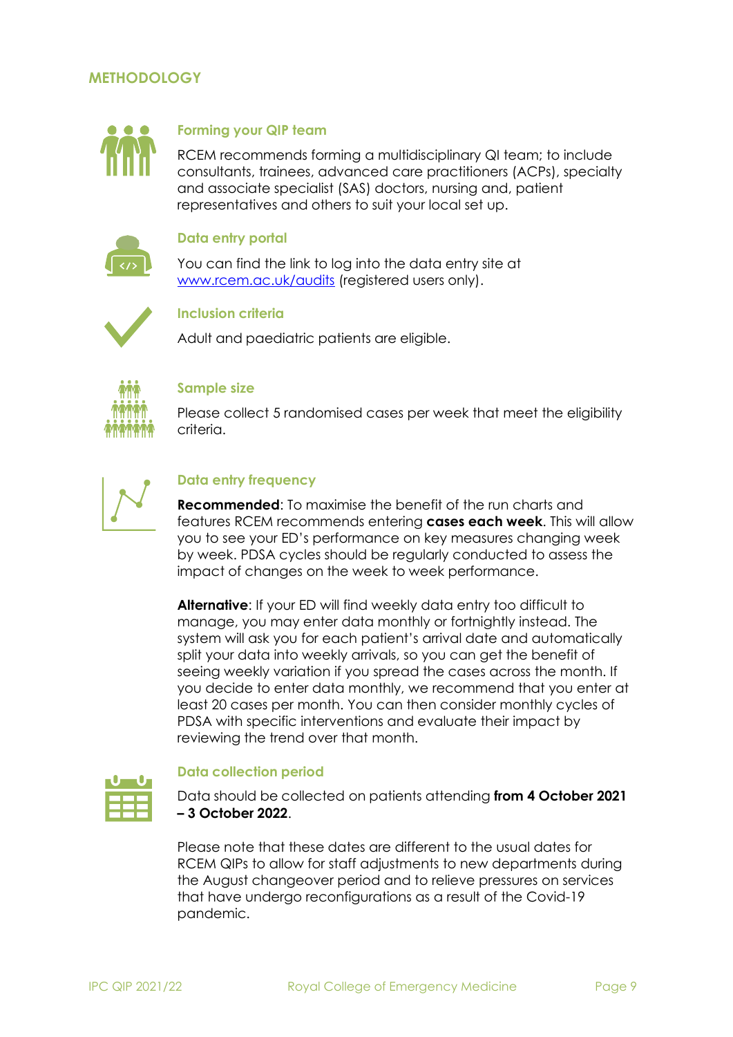## METHODOLOGY

### Forming your QIP team

RCEM recommends forming a multidisciplinary QI team; to include consultants, trainees, advanced care practitioners (ACPs), specialty and associate specialist (SAS) doctors, nursing and, patient representatives and others to suit your local set up.

### Data entry portal

You can find the link to log into the data entry site at [www.rcem.ac.uk/audits](http://www.rcem.ac.uk/audits) (registered users only).

### Inclusion criteria

Adult and paediatric patients are eligible.

### Sample size

Please collect 5 randomised cases per week that meet the eligibility criteria.

### Data entry frequency

**Recommended**: To maximise the benefit of the run charts and features RCEM recommends entering **cases each week**. This will allow you to see your ED's performance on key measures changing week by week. PDSA cycles should be regularly conducted to assess the impact of changes on the week to week performance.

**Alternative**: If your ED will find weekly data entry too difficult to manage, you may enter data monthly or fortnightly instead. The system will ask you for each patient's arrival date and automatically split your data into weekly arrivals, so you can get the benefit of seeing weekly variation if you spread the cases across the month. If you decide to enter data monthly, we recommend that you enter at least 20 cases per month. You can then consider monthly cycles of PDSA with specific interventions and evaluate their impact by reviewing the trend over that month.

### Data collection period

Data should be collected on patients attending **from 4 October 2021 – 3 October 2022**.

Please note that these dates are different to the usual dates for RCEM QIPs to allow for staff adjustments to new departments during the August changeover period and to relieve pressures on services that have undergo reconfigurations as a result of the Covid-19 pandemic.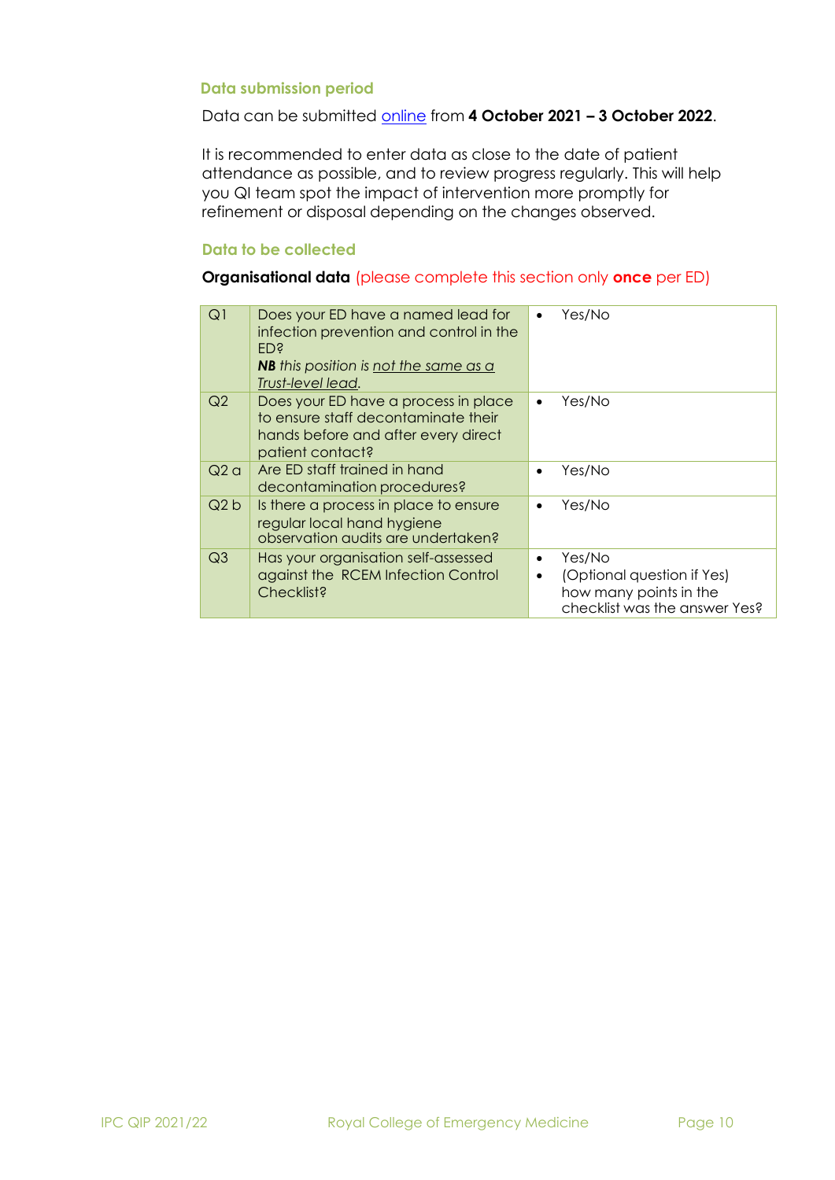### Data submission period

Data can be submitted [online](online) from **4 October 2021 – 3 October 2022**.

It is recommended to enter data as close to the date of patient attendance as possible, and to review progress regularly. This will help you QI team spot the impact of intervention more promptly for refinement or disposal depending on the changes observed.

### Data to be collected

**Organisational data** (please complete this section only **once** per ED)

| | | |
|---|---|---|
| Q1 | Does your ED have a named lead for infection prevention and control in the ED? ***NB*** *this position is not the same as a Trust-level lead.* | • Yes/No |
| Q2 | Does your ED have a process in place to ensure staff decontaminate their hands before and after every direct patient contact? | • Yes/No |
| Q2 a | Are ED staff trained in hand decontamination procedures? | • Yes/No |
| Q2 b | Is there a process in place to ensure regular local hand hygiene observation audits are undertaken? | • Yes/No |
| Q3 | Has your organisation self-assessed against the RCEM Infection Control Checklist? | • Yes/No <br> • (Optional question if Yes) how many points in the checklist was the answer Yes? |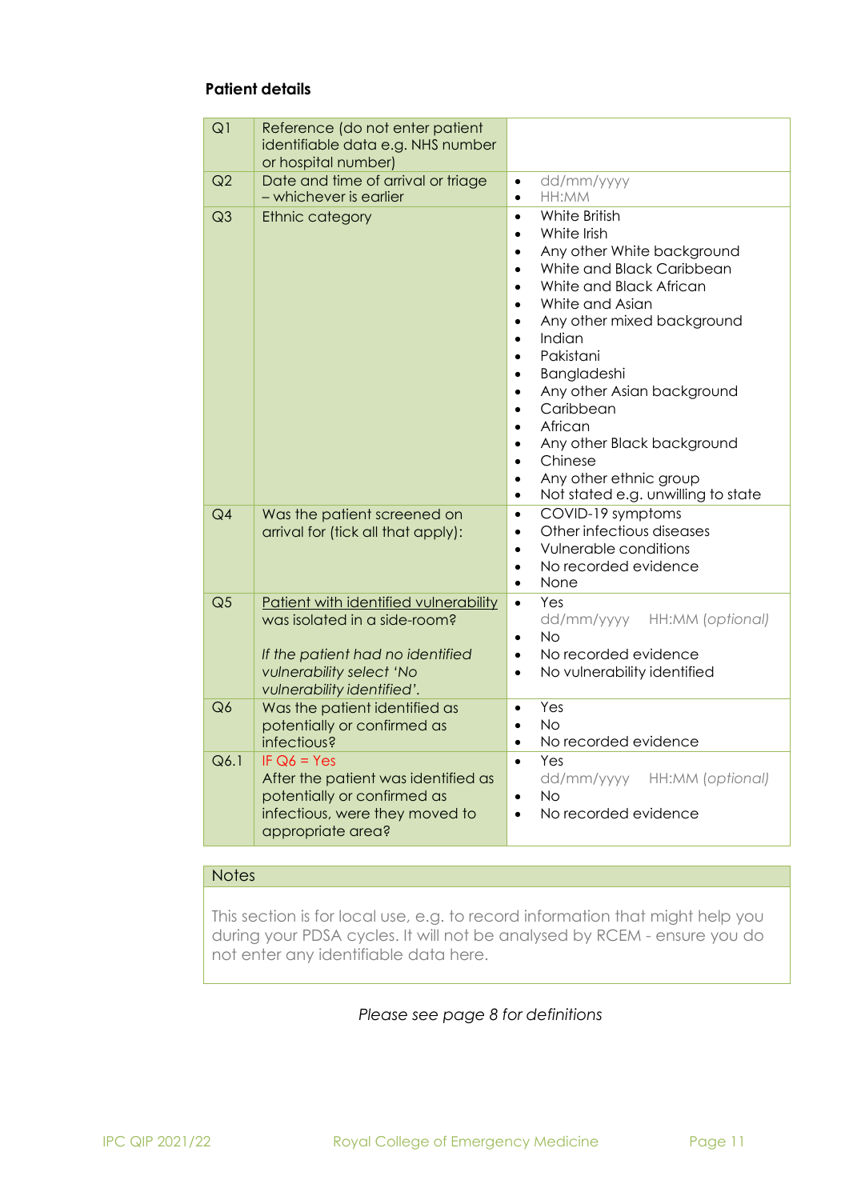**Patient details**

| | | |
|---|---|---|
| Q1 | Reference (do not enter patient identifiable data e.g. NHS number or hospital number) | |
| Q2 | Date and time of arrival or triage – whichever is earlier | • dd/mm/yyyy<br>• HH:MM |
| Q3 | Ethnic category | • White British<br>• White Irish<br>• Any other White background<br>• White and Black Caribbean<br>• White and Black African<br>• White and Asian<br>• Any other mixed background<br>• Indian<br>• Pakistani<br>• Bangladeshi<br>• Any other Asian background<br>• Caribbean<br>• African<br>• Any other Black background<br>• Chinese<br>• Any other ethnic group<br>• Not stated e.g. unwilling to state |
| Q4 | Was the patient screened on arrival for (tick all that apply): | • COVID-19 symptoms<br>• Other infectious diseases<br>• Vulnerable conditions<br>• No recorded evidence<br>• None |
| Q5 | Patient with identified vulnerability was isolated in a side-room?<br><br>*If the patient had no identified vulnerability select 'No vulnerability identified'.* | • Yes<br>dd/mm/yyyy HH:MM (*optional*)<br>• No<br>• No recorded evidence<br>• No vulnerability identified |
| Q6 | Was the patient identified as potentially or confirmed as infectious? | • Yes<br>• No<br>• No recorded evidence |
| Q6.1 | IF Q6 = Yes<br>After the patient was identified as potentially or confirmed as infectious, were they moved to appropriate area? | • Yes<br>dd/mm/yyyy HH:MM (*optional*)<br>• No<br>• No recorded evidence |

| Notes |
|---|
| This section is for local use, e.g. to record information that might help you during your PDSA cycles. It will not be analysed by RCEM - ensure you do not enter any identifiable data here. |

*Please see page 8 for definitions*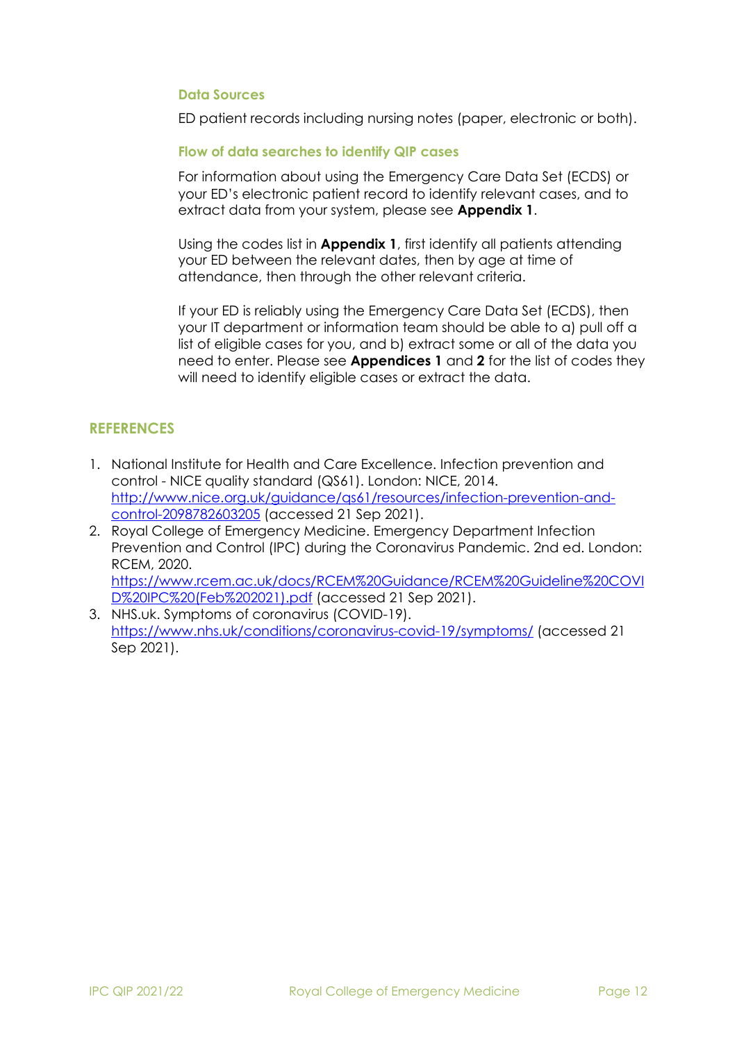### Data Sources

ED patient records including nursing notes (paper, electronic or both).

### Flow of data searches to identify QIP cases

For information about using the Emergency Care Data Set (ECDS) or your ED's electronic patient record to identify relevant cases, and to extract data from your system, please see **Appendix 1**.

Using the codes list in **Appendix 1**, first identify all patients attending your ED between the relevant dates, then by age at time of attendance, then through the other relevant criteria.

If your ED is reliably using the Emergency Care Data Set (ECDS), then your IT department or information team should be able to a) pull off a list of eligible cases for you, and b) extract some or all of the data you need to enter. Please see **Appendices 1** and **2** for the list of codes they will need to identify eligible cases or extract the data.

## REFERENCES

1. National Institute for Health and Care Excellence. Infection prevention and control - NICE quality standard (QS61). London: NICE, 2014. http://www.nice.org.uk/guidance/qs61/resources/infection-prevention-and-control-2098782603205 (accessed 21 Sep 2021).
2. Royal College of Emergency Medicine. Emergency Department Infection Prevention and Control (IPC) during the Coronavirus Pandemic. 2nd ed. London: RCEM, 2020. https://www.rcem.ac.uk/docs/RCEM%20Guidance/RCEM%20Guideline%20COVID%20IPC%20(Feb%202021).pdf (accessed 21 Sep 2021).
3. NHS.uk. Symptoms of coronavirus (COVID-19). https://www.nhs.uk/conditions/coronavirus-covid-19/symptoms/ (accessed 21 Sep 2021).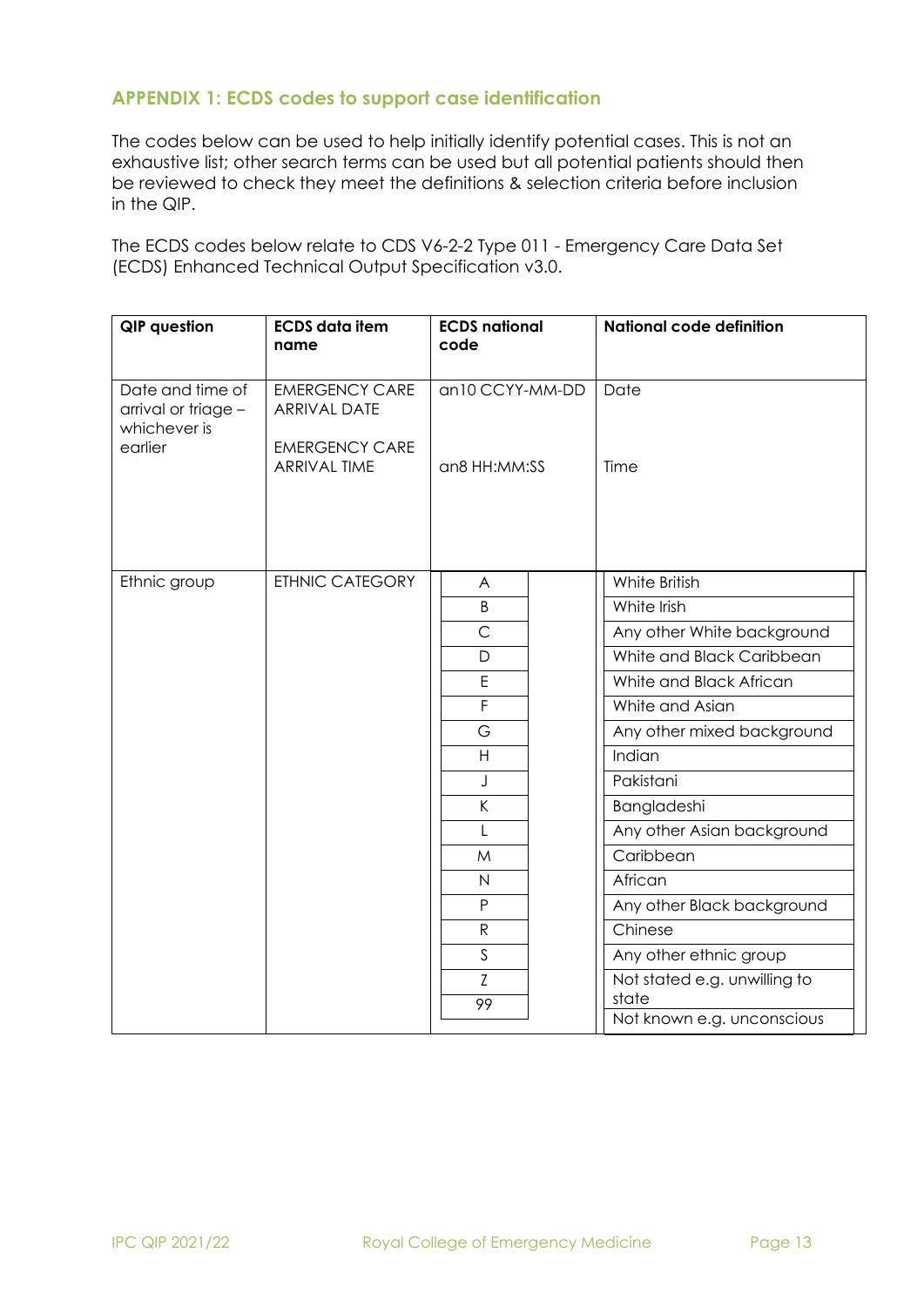## APPENDIX 1: ECDS codes to support case identification

The codes below can be used to help initially identify potential cases. This is not an exhaustive list; other search terms can be used but all potential patients should then be reviewed to check they meet the definitions & selection criteria before inclusion in the QIP.

The ECDS codes below relate to CDS V6-2-2 Type 011 - Emergency Care Data Set (ECDS) Enhanced Technical Output Specification v3.0.

| QIP question | ECDS data item name | ECDS national code | National code definition |
|---|---|---|---|
| Date and time of arrival or triage – whichever is earlier | EMERGENCY CARE ARRIVAL DATE | an10 CCYY-MM-DD | Date |
| | EMERGENCY CARE ARRIVAL TIME | an8 HH:MM:SS | Time |
| Ethnic group | ETHNIC CATEGORY | A | White British |
| | | B | White Irish |
| | | C | Any other White background |
| | | D | White and Black Caribbean |
| | | E | White and Black African |
| | | F | White and Asian |
| | | G | Any other mixed background |
| | | H | Indian |
| | | J | Pakistani |
| | | K | Bangladeshi |
| | | L | Any other Asian background |
| | | M | Caribbean |
| | | N | African |
| | | P | Any other Black background |
| | | R | Chinese |
| | | S | Any other ethnic group |
| | | Z | Not stated e.g. unwilling to state |
| | | 99 | Not known e.g. unconscious |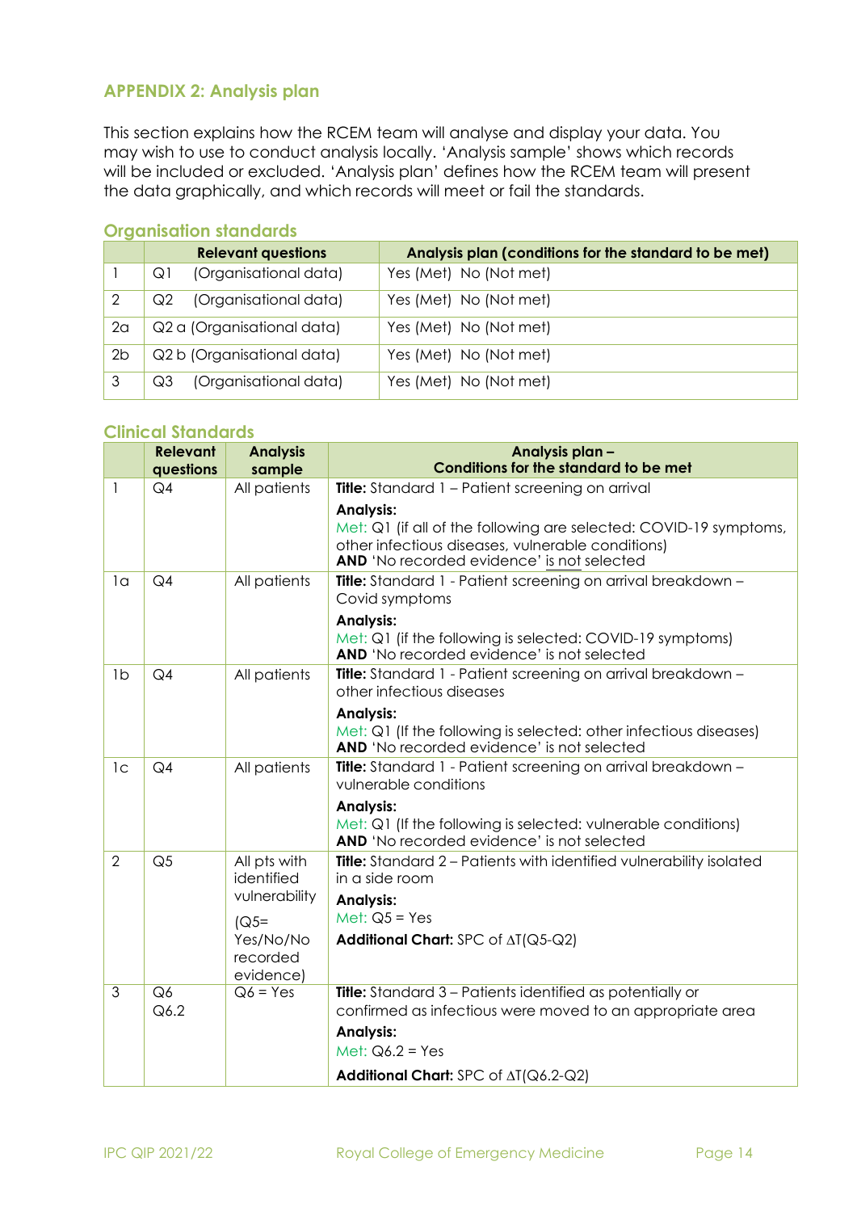## APPENDIX 2: Analysis plan

This section explains how the RCEM team will analyse and display your data. You may wish to use to conduct analysis locally. 'Analysis sample' shows which records will be included or excluded. 'Analysis plan' defines how the RCEM team will present the data graphically, and which records will meet or fail the standards.

### Organisation standards

| | Relevant questions | Analysis plan (conditions for the standard to be met) |
|---|---|---|
| 1 | Q1 (Organisational data) | Yes (Met) No (Not met) |
| 2 | Q2 (Organisational data) | Yes (Met) No (Not met) |
| 2a | Q2 a (Organisational data) | Yes (Met) No (Not met) |
| 2b | Q2 b (Organisational data) | Yes (Met) No (Not met) |
| 3 | Q3 (Organisational data) | Yes (Met) No (Not met) |

### Clinical Standards

| | Relevant questions | Analysis sample | Analysis plan – Conditions for the standard to be met |
|---|---|---|---|
| 1 | Q4 | All patients | **Title:** Standard 1 – Patient screening on arrival<br>**Analysis:**<br>Met: Q1 (if all of the following are selected: COVID-19 symptoms, other infectious diseases, vulnerable conditions)<br>**AND** 'No recorded evidence' is not selected |
| 1a | Q4 | All patients | **Title:** Standard 1 - Patient screening on arrival breakdown – Covid symptoms<br>**Analysis:**<br>Met: Q1 (if the following is selected: COVID-19 symptoms)<br>**AND** 'No recorded evidence' is not selected |
| 1b | Q4 | All patients | **Title:** Standard 1 - Patient screening on arrival breakdown – other infectious diseases<br>**Analysis:**<br>Met: Q1 (If the following is selected: other infectious diseases)<br>**AND** 'No recorded evidence' is not selected |
| 1c | Q4 | All patients | **Title:** Standard 1 - Patient screening on arrival breakdown – vulnerable conditions<br>**Analysis:**<br>Met: Q1 (If the following is selected: vulnerable conditions)<br>**AND** 'No recorded evidence' is not selected |
| 2 | Q5 | All pts with identified vulnerability<br>(Q5= Yes/No/No recorded evidence) | **Title:** Standard 2 – Patients with identified vulnerability isolated in a side room<br>**Analysis:**<br>Met: Q5 = Yes<br>**Additional Chart:** SPC of ΔT(Q5-Q2) |
| 3 | Q6<br>Q6.2 | Q6 = Yes | **Title:** Standard 3 – Patients identified as potentially or confirmed as infectious were moved to an appropriate area<br>**Analysis:**<br>Met: Q6.2 = Yes<br>**Additional Chart:** SPC of ΔT(Q6.2-Q2) |